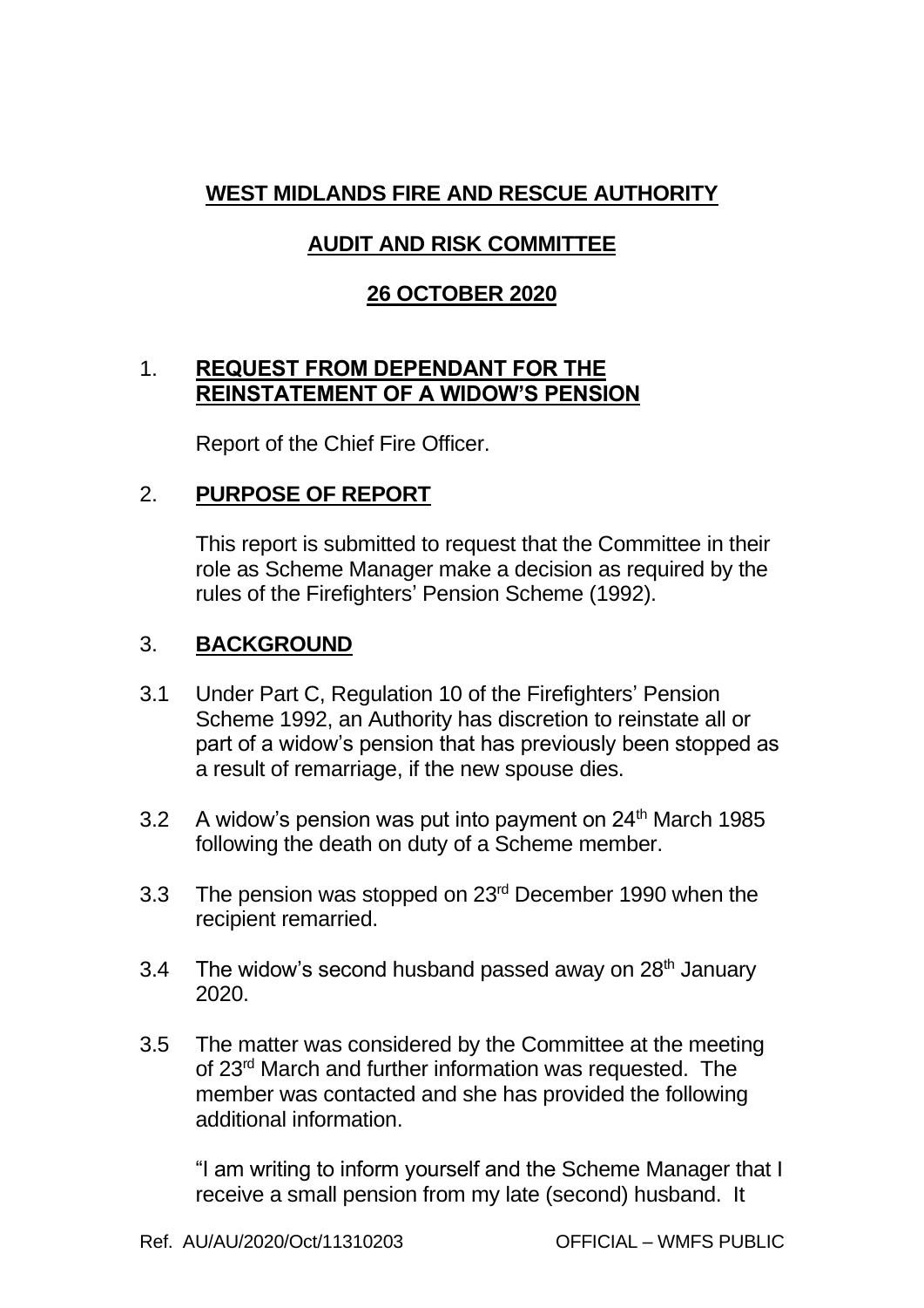# **WEST MIDLANDS FIRE AND RESCUE AUTHORITY**

## **AUDIT AND RISK COMMITTEE**

## **26 OCTOBER 2020**

## 1. **REQUEST FROM DEPENDANT FOR THE REINSTATEMENT OF A WIDOW'S PENSION**

Report of the Chief Fire Officer.

## 2. **PURPOSE OF REPORT**

This report is submitted to request that the Committee in their role as Scheme Manager make a decision as required by the rules of the Firefighters' Pension Scheme (1992).

## 3. **BACKGROUND**

3.1 Under Part C, Regulation 10 of the Firefighters' Pension Scheme 1992, an Authority has discretion to reinstate all or part of a widow's pension that has previously been stopped as a result of remarriage, if the new spouse dies.

3.2 A widow's pension was put into payment on 24th March 1985 following the death on duty of a Scheme member.

3.3 The pension was stopped on 23rd December 1990 when the recipient remarried.

3.4 The widow's second husband passed away on 28th January 2020.

3.5 The matter was considered by the Committee at the meeting of 23rd March and further information was requested. The member was contacted and she has provided the following additional information.

"I am writing to inform yourself and the Scheme Manager that I receive a small pension from my late (second) husband. It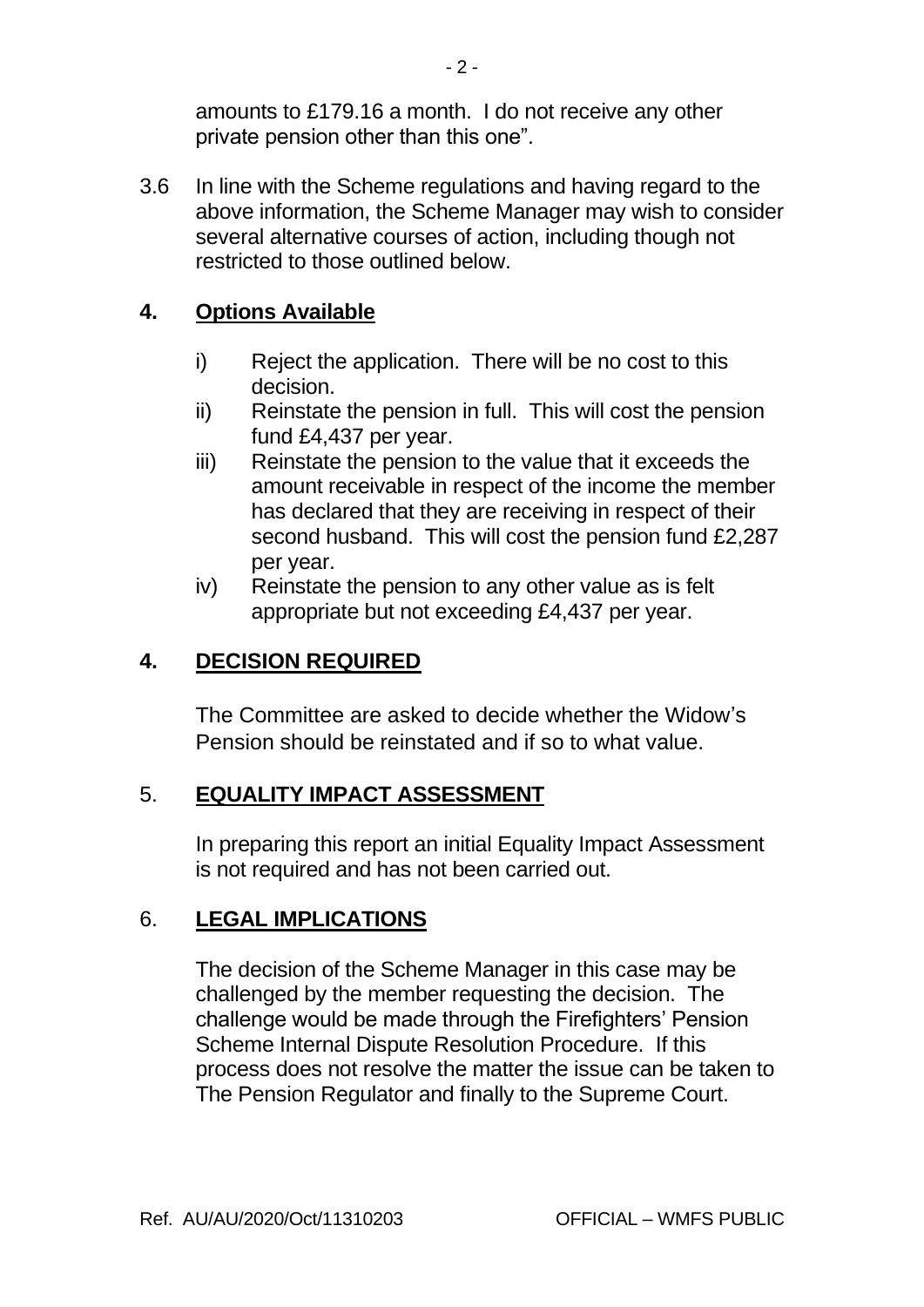amounts to £179.16 a month. I do not receive any other private pension other than this one".

3.6 In line with the Scheme regulations and having regard to the above information, the Scheme Manager may wish to consider several alternative courses of action, including though not restricted to those outlined below.

## 4. Options Available

i) Reject the application. There will be no cost to this decision.

ii) Reinstate the pension in full. This will cost the pension fund £4,437 per year.

iii) Reinstate the pension to the value that it exceeds the amount receivable in respect of the income the member has declared that they are receiving in respect of their second husband. This will cost the pension fund £2,287 per year.

iv) Reinstate the pension to any other value as is felt appropriate but not exceeding £4,437 per year.

## 4. DECISION REQUIRED

The Committee are asked to decide whether the Widow's Pension should be reinstated and if so to what value.

## 5. EQUALITY IMPACT ASSESSMENT

In preparing this report an initial Equality Impact Assessment is not required and has not been carried out.

## 6. LEGAL IMPLICATIONS

The decision of the Scheme Manager in this case may be challenged by the member requesting the decision. The challenge would be made through the Firefighters' Pension Scheme Internal Dispute Resolution Procedure. If this process does not resolve the matter the issue can be taken to The Pension Regulator and finally to the Supreme Court.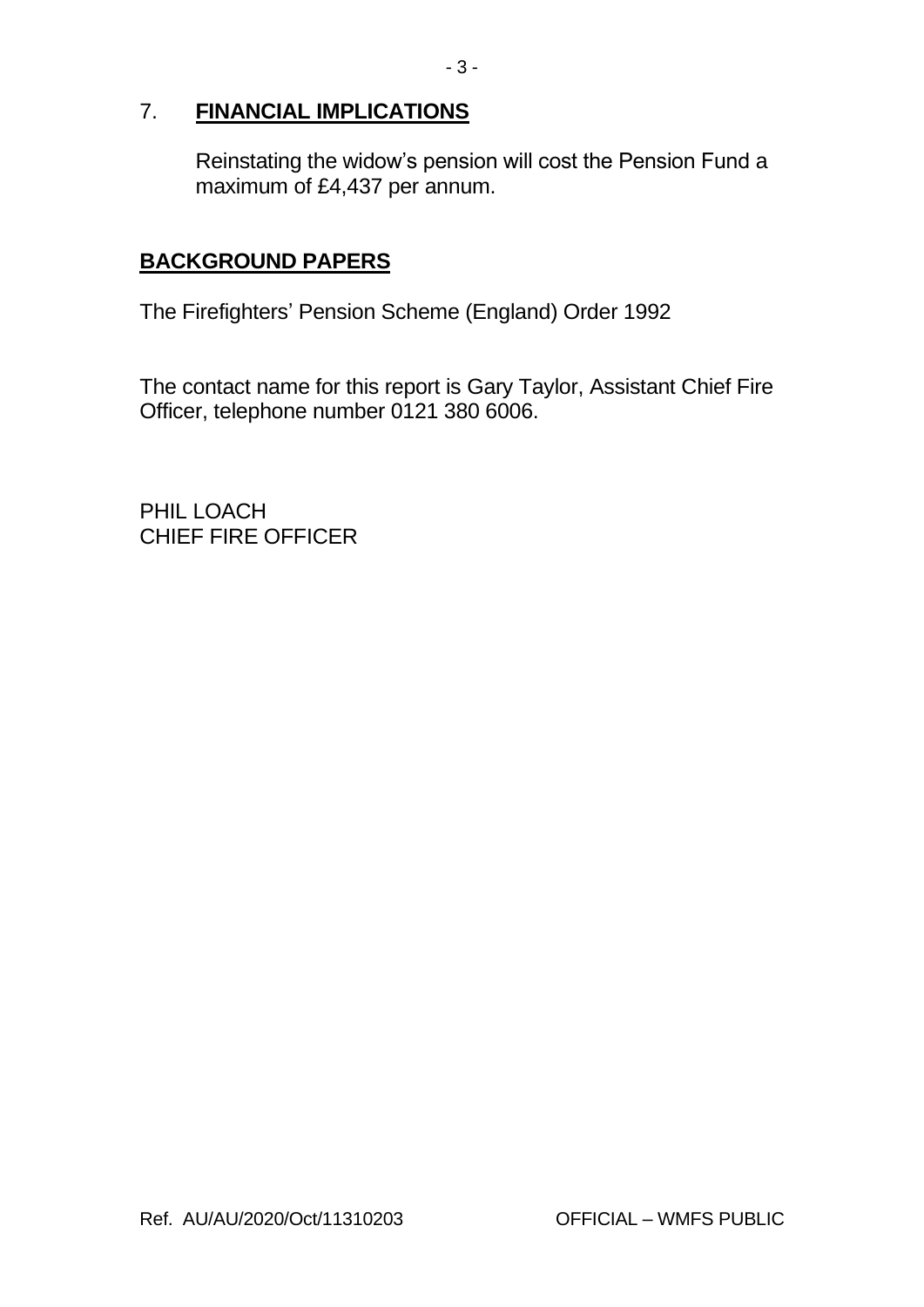## 7. **FINANCIAL IMPLICATIONS**

Reinstating the widow's pension will cost the Pension Fund a maximum of £4,437 per annum.

## **BACKGROUND PAPERS**

The Firefighters' Pension Scheme (England) Order 1992

The contact name for this report is Gary Taylor, Assistant Chief Fire Officer, telephone number 0121 380 6006.

PHIL LOACH
CHIEF FIRE OFFICER